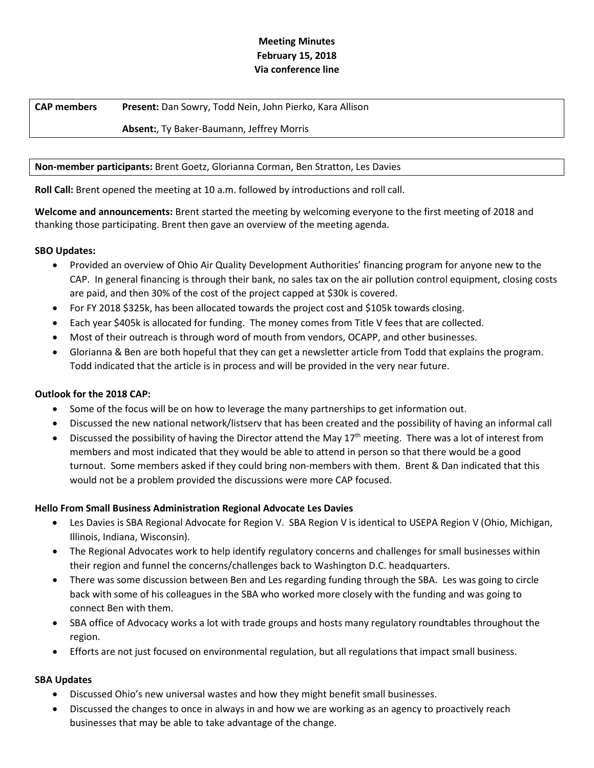**Meeting Minutes**
**February 15, 2018**
**Via conference line**

| **CAP members** | **Present:** Dan Sowry, Todd Nein, John Pierko, Kara Allison<br><br>**Absent:**, Ty Baker-Baumann, Jeffrey Morris |
| --- | --- |

**Non-member participants:** Brent Goetz, Glorianna Corman, Ben Stratton, Les Davies

**Roll Call:** Brent opened the meeting at 10 a.m. followed by introductions and roll call.

**Welcome and announcements:** Brent started the meeting by welcoming everyone to the first meeting of 2018 and thanking those participating. Brent then gave an overview of the meeting agenda.

**SBO Updates:**

- Provided an overview of Ohio Air Quality Development Authorities' financing program for anyone new to the CAP. In general financing is through their bank, no sales tax on the air pollution control equipment, closing costs are paid, and then 30% of the cost of the project capped at $30k is covered.
- For FY 2018 $325k, has been allocated towards the project cost and $105k towards closing.
- Each year $405k is allocated for funding. The money comes from Title V fees that are collected.
- Most of their outreach is through word of mouth from vendors, OCAPP, and other businesses.
- Glorianna & Ben are both hopeful that they can get a newsletter article from Todd that explains the program. Todd indicated that the article is in process and will be provided in the very near future.

**Outlook for the 2018 CAP:**

- Some of the focus will be on how to leverage the many partnerships to get information out.
- Discussed the new national network/listserv that has been created and the possibility of having an informal call
- Discussed the possibility of having the Director attend the May 17th meeting. There was a lot of interest from members and most indicated that they would be able to attend in person so that there would be a good turnout. Some members asked if they could bring non-members with them. Brent & Dan indicated that this would not be a problem provided the discussions were more CAP focused.

**Hello From Small Business Administration Regional Advocate Les Davies**

- Les Davies is SBA Regional Advocate for Region V. SBA Region V is identical to USEPA Region V (Ohio, Michigan, Illinois, Indiana, Wisconsin).
- The Regional Advocates work to help identify regulatory concerns and challenges for small businesses within their region and funnel the concerns/challenges back to Washington D.C. headquarters.
- There was some discussion between Ben and Les regarding funding through the SBA. Les was going to circle back with some of his colleagues in the SBA who worked more closely with the funding and was going to connect Ben with them.
- SBA office of Advocacy works a lot with trade groups and hosts many regulatory roundtables throughout the region.
- Efforts are not just focused on environmental regulation, but all regulations that impact small business.

**SBA Updates**

- Discussed Ohio's new universal wastes and how they might benefit small businesses.
- Discussed the changes to once in always in and how we are working as an agency to proactively reach businesses that may be able to take advantage of the change.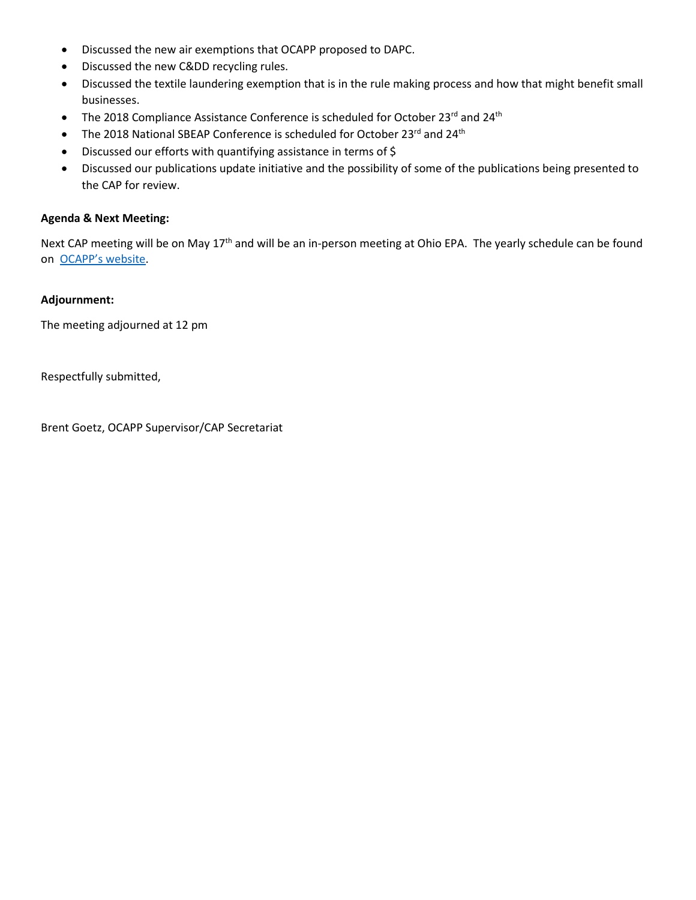- Discussed the new air exemptions that OCAPP proposed to DAPC.
- Discussed the new C&DD recycling rules.
- Discussed the textile laundering exemption that is in the rule making process and how that might benefit small businesses.
- The 2018 Compliance Assistance Conference is scheduled for October 23rd and 24th
- The 2018 National SBEAP Conference is scheduled for October 23rd and 24th
- Discussed our efforts with quantifying assistance in terms of $
- Discussed our publications update initiative and the possibility of some of the publications being presented to the CAP for review.

**Agenda & Next Meeting:**

Next CAP meeting will be on May 17th and will be an in-person meeting at Ohio EPA. The yearly schedule can be found on [OCAPP's website](#).

**Adjournment:**

The meeting adjourned at 12 pm

Respectfully submitted,

Brent Goetz, OCAPP Supervisor/CAP Secretariat